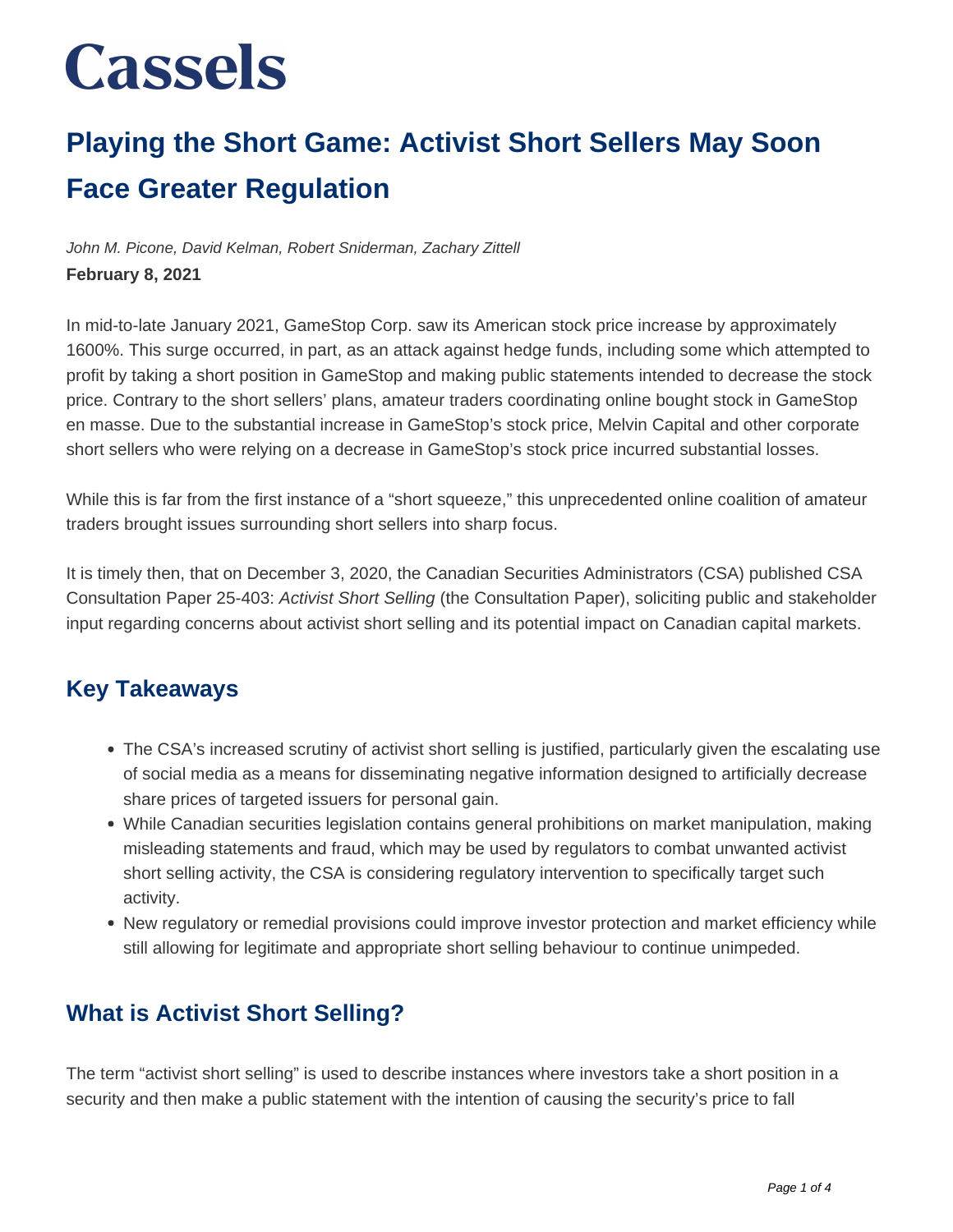# Cassels

# Playing the Short Game: Activist Short Sellers May Soon Face Greater Regulation

*John M. Picone, David Kelman, Robert Sniderman, Zachary Zittell*

**February 8, 2021**

In mid-to-late January 2021, GameStop Corp. saw its American stock price increase by approximately 1600%. This surge occurred, in part, as an attack against hedge funds, including some which attempted to profit by taking a short position in GameStop and making public statements intended to decrease the stock price. Contrary to the short sellers' plans, amateur traders coordinating online bought stock in GameStop en masse. Due to the substantial increase in GameStop's stock price, Melvin Capital and other corporate short sellers who were relying on a decrease in GameStop's stock price incurred substantial losses.

While this is far from the first instance of a "short squeeze," this unprecedented online coalition of amateur traders brought issues surrounding short sellers into sharp focus.

It is timely then, that on December 3, 2020, the Canadian Securities Administrators (CSA) published CSA Consultation Paper 25-403: *Activist Short Selling* (the Consultation Paper), soliciting public and stakeholder input regarding concerns about activist short selling and its potential impact on Canadian capital markets.

## Key Takeaways

- The CSA's increased scrutiny of activist short selling is justified, particularly given the escalating use of social media as a means for disseminating negative information designed to artificially decrease share prices of targeted issuers for personal gain.
- While Canadian securities legislation contains general prohibitions on market manipulation, making misleading statements and fraud, which may be used by regulators to combat unwanted activist short selling activity, the CSA is considering regulatory intervention to specifically target such activity.
- New regulatory or remedial provisions could improve investor protection and market efficiency while still allowing for legitimate and appropriate short selling behaviour to continue unimpeded.

## What is Activist Short Selling?

The term "activist short selling" is used to describe instances where investors take a short position in a security and then make a public statement with the intention of causing the security's price to fall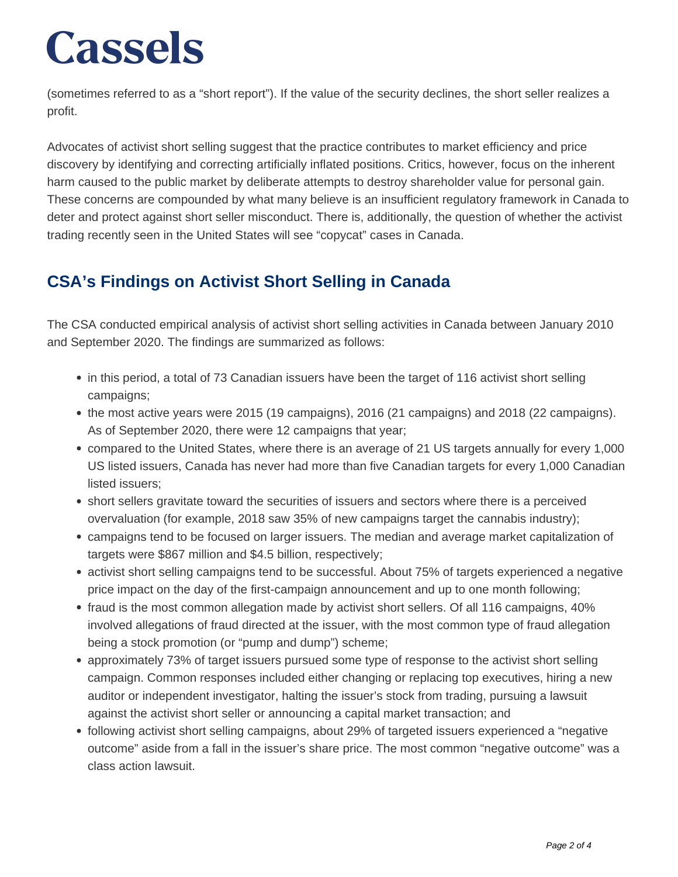(sometimes referred to as a "short report"). If the value of the security declines, the short seller realizes a profit.

Advocates of activist short selling suggest that the practice contributes to market efficiency and price discovery by identifying and correcting artificially inflated positions. Critics, however, focus on the inherent harm caused to the public market by deliberate attempts to destroy shareholder value for personal gain. These concerns are compounded by what many believe is an insufficient regulatory framework in Canada to deter and protect against short seller misconduct. There is, additionally, the question of whether the activist trading recently seen in the United States will see "copycat" cases in Canada.

## CSA's Findings on Activist Short Selling in Canada

The CSA conducted empirical analysis of activist short selling activities in Canada between January 2010 and September 2020. The findings are summarized as follows:

- in this period, a total of 73 Canadian issuers have been the target of 116 activist short selling campaigns;
- the most active years were 2015 (19 campaigns), 2016 (21 campaigns) and 2018 (22 campaigns). As of September 2020, there were 12 campaigns that year;
- compared to the United States, where there is an average of 21 US targets annually for every 1,000 US listed issuers, Canada has never had more than five Canadian targets for every 1,000 Canadian listed issuers;
- short sellers gravitate toward the securities of issuers and sectors where there is a perceived overvaluation (for example, 2018 saw 35% of new campaigns target the cannabis industry);
- campaigns tend to be focused on larger issuers. The median and average market capitalization of targets were $867 million and $4.5 billion, respectively;
- activist short selling campaigns tend to be successful. About 75% of targets experienced a negative price impact on the day of the first-campaign announcement and up to one month following;
- fraud is the most common allegation made by activist short sellers. Of all 116 campaigns, 40% involved allegations of fraud directed at the issuer, with the most common type of fraud allegation being a stock promotion (or "pump and dump") scheme;
- approximately 73% of target issuers pursued some type of response to the activist short selling campaign. Common responses included either changing or replacing top executives, hiring a new auditor or independent investigator, halting the issuer's stock from trading, pursuing a lawsuit against the activist short seller or announcing a capital market transaction; and
- following activist short selling campaigns, about 29% of targeted issuers experienced a "negative outcome" aside from a fall in the issuer's share price. The most common "negative outcome" was a class action lawsuit.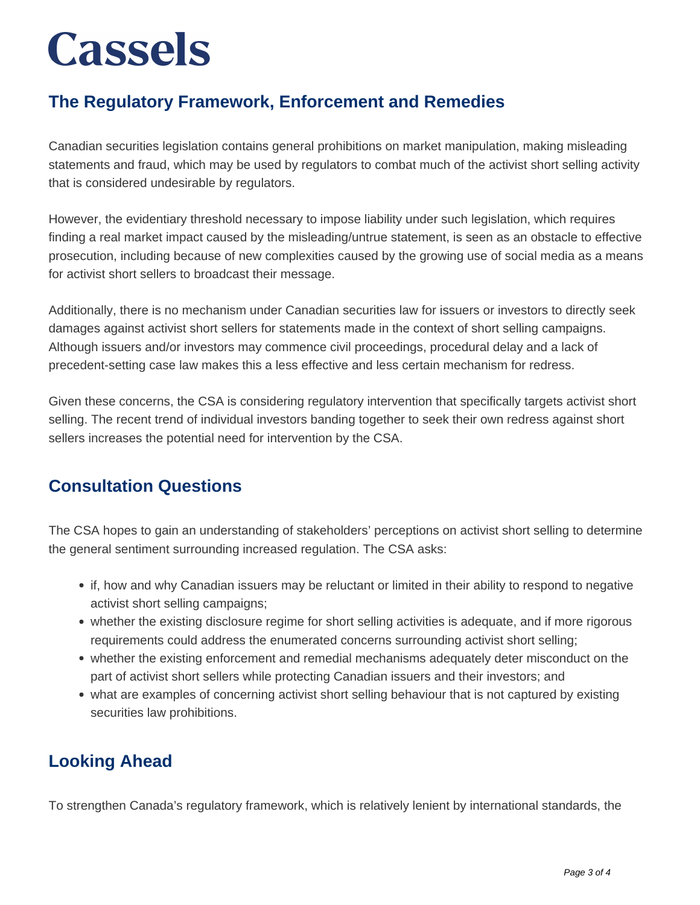## The Regulatory Framework, Enforcement and Remedies

Canadian securities legislation contains general prohibitions on market manipulation, making misleading statements and fraud, which may be used by regulators to combat much of the activist short selling activity that is considered undesirable by regulators.

However, the evidentiary threshold necessary to impose liability under such legislation, which requires finding a real market impact caused by the misleading/untrue statement, is seen as an obstacle to effective prosecution, including because of new complexities caused by the growing use of social media as a means for activist short sellers to broadcast their message.

Additionally, there is no mechanism under Canadian securities law for issuers or investors to directly seek damages against activist short sellers for statements made in the context of short selling campaigns. Although issuers and/or investors may commence civil proceedings, procedural delay and a lack of precedent-setting case law makes this a less effective and less certain mechanism for redress.

Given these concerns, the CSA is considering regulatory intervention that specifically targets activist short selling. The recent trend of individual investors banding together to seek their own redress against short sellers increases the potential need for intervention by the CSA.

## Consultation Questions

The CSA hopes to gain an understanding of stakeholders' perceptions on activist short selling to determine the general sentiment surrounding increased regulation. The CSA asks:

- if, how and why Canadian issuers may be reluctant or limited in their ability to respond to negative activist short selling campaigns;
- whether the existing disclosure regime for short selling activities is adequate, and if more rigorous requirements could address the enumerated concerns surrounding activist short selling;
- whether the existing enforcement and remedial mechanisms adequately deter misconduct on the part of activist short sellers while protecting Canadian issuers and their investors; and
- what are examples of concerning activist short selling behaviour that is not captured by existing securities law prohibitions.

## Looking Ahead

To strengthen Canada's regulatory framework, which is relatively lenient by international standards, the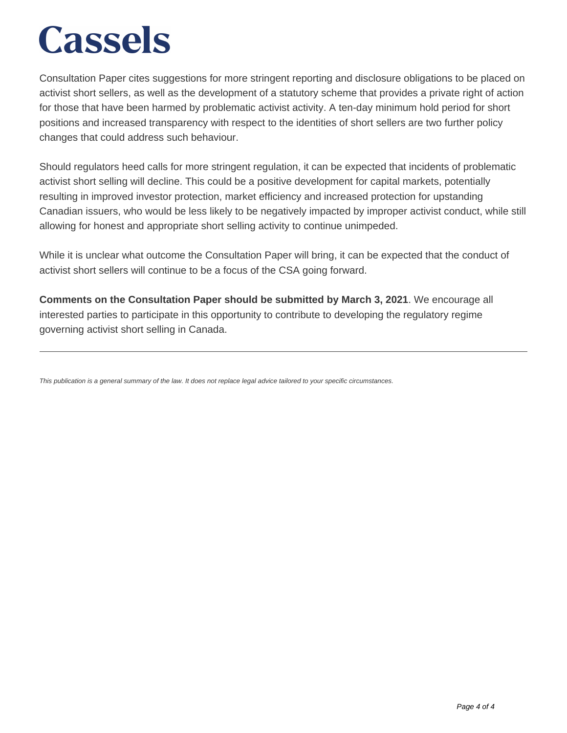Consultation Paper cites suggestions for more stringent reporting and disclosure obligations to be placed on activist short sellers, as well as the development of a statutory scheme that provides a private right of action for those that have been harmed by problematic activist activity. A ten-day minimum hold period for short positions and increased transparency with respect to the identities of short sellers are two further policy changes that could address such behaviour.

Should regulators heed calls for more stringent regulation, it can be expected that incidents of problematic activist short selling will decline. This could be a positive development for capital markets, potentially resulting in improved investor protection, market efficiency and increased protection for upstanding Canadian issuers, who would be less likely to be negatively impacted by improper activist conduct, while still allowing for honest and appropriate short selling activity to continue unimpeded.

While it is unclear what outcome the Consultation Paper will bring, it can be expected that the conduct of activist short sellers will continue to be a focus of the CSA going forward.

**Comments on the Consultation Paper should be submitted by March 3, 2021**. We encourage all interested parties to participate in this opportunity to contribute to developing the regulatory regime governing activist short selling in Canada.

---

*This publication is a general summary of the law. It does not replace legal advice tailored to your specific circumstances.*